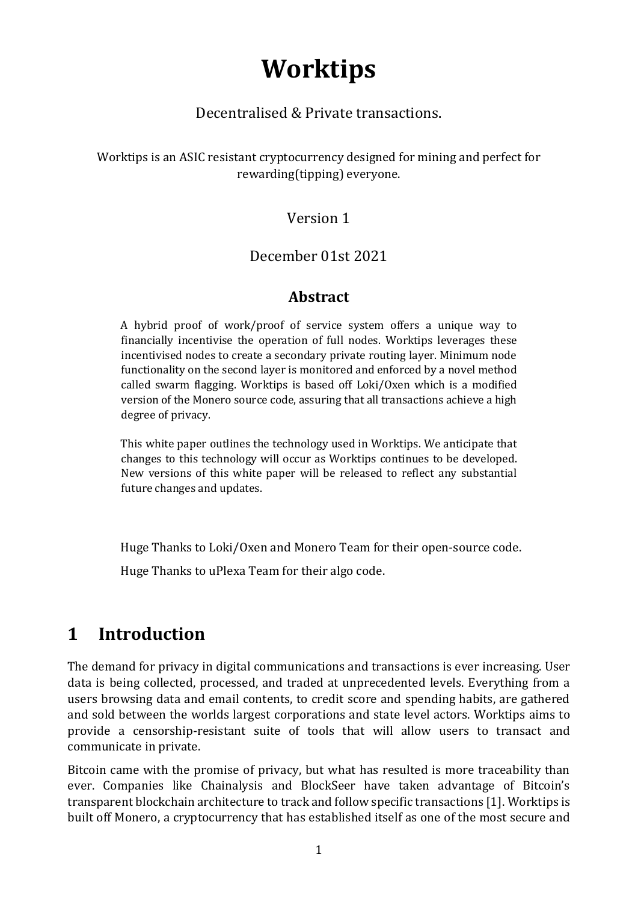# Worktips

Decentralised & Private transactions.

Worktips is an ASIC resistant cryptocurrency designed for mining and perfect for rewarding(tipping) everyone.

Version 1

December 01st 2021

## Abstract

A hybrid proof of work/proof of service system offers a unique way to financially incentivise the operation of full nodes. Worktips leverages these incentivised nodes to create a secondary private routing layer. Minimum node functionality on the second layer is monitored and enforced by a novel method called swarm flagging. Worktips is based off Loki/Oxen which is a modified version of the Monero source code, assuring that all transactions achieve a high degree of privacy.

This white paper outlines the technology used in Worktips. We anticipate that changes to this technology will occur as Worktips continues to be developed. New versions of this white paper will be released to reflect any substantial future changes and updates.

Huge Thanks to Loki/Oxen and Monero Team for their open-source code.

Huge Thanks to uPlexa Team for their algo code.

## 1 Introduction

The demand for privacy in digital communications and transactions is ever increasing. User data is being collected, processed, and traded at unprecedented levels. Everything from a users browsing data and email contents, to credit score and spending habits, are gathered and sold between the worlds largest corporations and state level actors. Worktips aims to provide a censorship-resistant suite of tools that will allow users to transact and communicate in private.

Bitcoin came with the promise of privacy, but what has resulted is more traceability than ever. Companies like Chainalysis and BlockSeer have taken advantage of Bitcoin's transparent blockchain architecture to track and follow specific transactions [1]. Worktips is built off Monero, a cryptocurrency that has established itself as one of the most secure and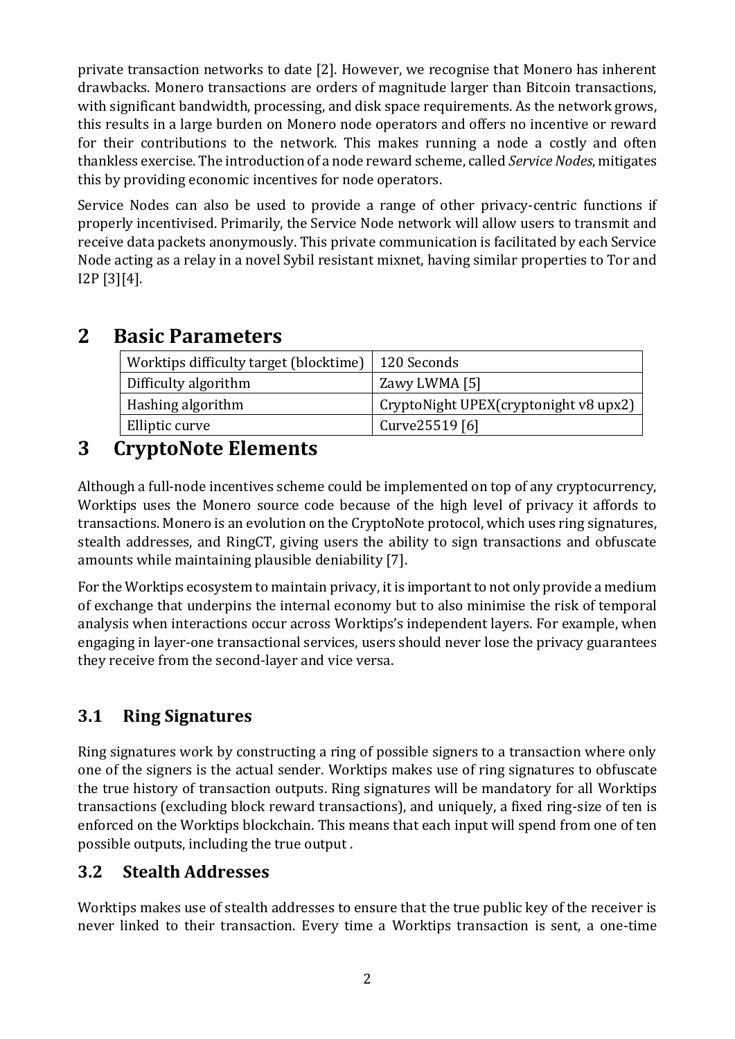private transaction networks to date [2]. However, we recognise that Monero has inherent drawbacks. Monero transactions are orders of magnitude larger than Bitcoin transactions, with significant bandwidth, processing, and disk space requirements. As the network grows, this results in a large burden on Monero node operators and offers no incentive or reward for their contributions to the network. This makes running a node a costly and often thankless exercise. The introduction of a node reward scheme, called *Service Nodes*, mitigates this by providing economic incentives for node operators.

Service Nodes can also be used to provide a range of other privacy-centric functions if properly incentivised. Primarily, the Service Node network will allow users to transmit and receive data packets anonymously. This private communication is facilitated by each Service Node acting as a relay in a novel Sybil resistant mixnet, having similar properties to Tor and I2P [3][4].

# 2 Basic Parameters

| | |
|---|---|
| Worktips difficulty target (blocktime) | 120 Seconds |
| Difficulty algorithm | Zawy LWMA [5] |
| Hashing algorithm | CryptoNight UPEX(cryptonight v8 upx2) |
| Elliptic curve | Curve25519 [6] |

# 3 CryptoNote Elements

Although a full-node incentives scheme could be implemented on top of any cryptocurrency, Worktips uses the Monero source code because of the high level of privacy it affords to transactions. Monero is an evolution on the CryptoNote protocol, which uses ring signatures, stealth addresses, and RingCT, giving users the ability to sign transactions and obfuscate amounts while maintaining plausible deniability [7].

For the Worktips ecosystem to maintain privacy, it is important to not only provide a medium of exchange that underpins the internal economy but to also minimise the risk of temporal analysis when interactions occur across Worktips's independent layers. For example, when engaging in layer-one transactional services, users should never lose the privacy guarantees they receive from the second-layer and vice versa.

## 3.1 Ring Signatures

Ring signatures work by constructing a ring of possible signers to a transaction where only one of the signers is the actual sender. Worktips makes use of ring signatures to obfuscate the true history of transaction outputs. Ring signatures will be mandatory for all Worktips transactions (excluding block reward transactions), and uniquely, a fixed ring-size of ten is enforced on the Worktips blockchain. This means that each input will spend from one of ten possible outputs, including the true output .

## 3.2 Stealth Addresses

Worktips makes use of stealth addresses to ensure that the true public key of the receiver is never linked to their transaction. Every time a Worktips transaction is sent, a one-time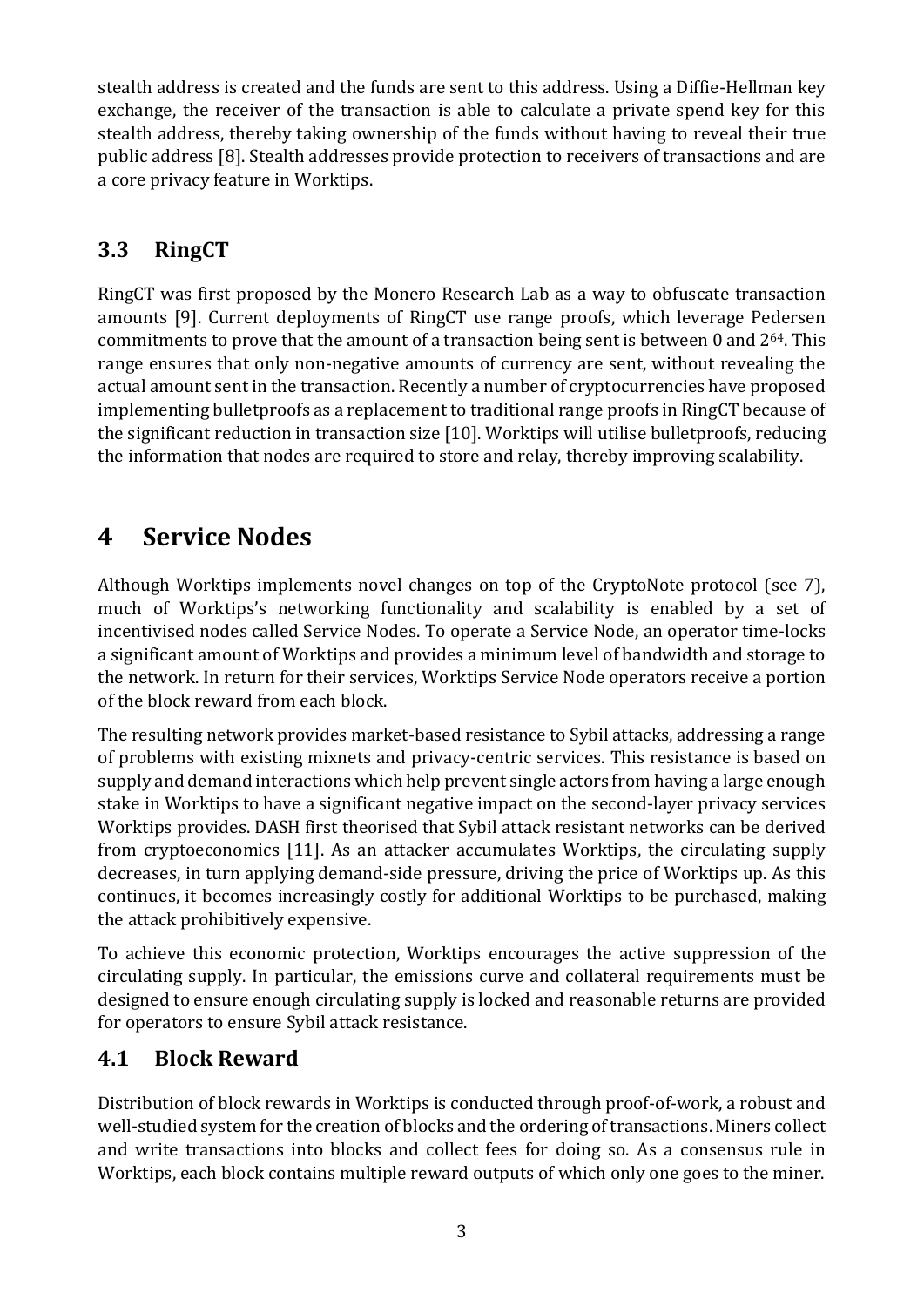stealth address is created and the funds are sent to this address. Using a Diffie-Hellman key exchange, the receiver of the transaction is able to calculate a private spend key for this stealth address, thereby taking ownership of the funds without having to reveal their true public address [8]. Stealth addresses provide protection to receivers of transactions and are a core privacy feature in Worktips.

## 3.3 RingCT

RingCT was first proposed by the Monero Research Lab as a way to obfuscate transaction amounts [9]. Current deployments of RingCT use range proofs, which leverage Pedersen commitments to prove that the amount of a transaction being sent is between 0 and $2^{64}$. This range ensures that only non-negative amounts of currency are sent, without revealing the actual amount sent in the transaction. Recently a number of cryptocurrencies have proposed implementing bulletproofs as a replacement to traditional range proofs in RingCT because of the significant reduction in transaction size [10]. Worktips will utilise bulletproofs, reducing the information that nodes are required to store and relay, thereby improving scalability.

# 4 Service Nodes

Although Worktips implements novel changes on top of the CryptoNote protocol (see 7), much of Worktips's networking functionality and scalability is enabled by a set of incentivised nodes called Service Nodes. To operate a Service Node, an operator time-locks a significant amount of Worktips and provides a minimum level of bandwidth and storage to the network. In return for their services, Worktips Service Node operators receive a portion of the block reward from each block.

The resulting network provides market-based resistance to Sybil attacks, addressing a range of problems with existing mixnets and privacy-centric services. This resistance is based on supply and demand interactions which help prevent single actors from having a large enough stake in Worktips to have a significant negative impact on the second-layer privacy services Worktips provides. DASH first theorised that Sybil attack resistant networks can be derived from cryptoeconomics [11]. As an attacker accumulates Worktips, the circulating supply decreases, in turn applying demand-side pressure, driving the price of Worktips up. As this continues, it becomes increasingly costly for additional Worktips to be purchased, making the attack prohibitively expensive.

To achieve this economic protection, Worktips encourages the active suppression of the circulating supply. In particular, the emissions curve and collateral requirements must be designed to ensure enough circulating supply is locked and reasonable returns are provided for operators to ensure Sybil attack resistance.

## 4.1 Block Reward

Distribution of block rewards in Worktips is conducted through proof-of-work, a robust and well-studied system for the creation of blocks and the ordering of transactions. Miners collect and write transactions into blocks and collect fees for doing so. As a consensus rule in Worktips, each block contains multiple reward outputs of which only one goes to the miner.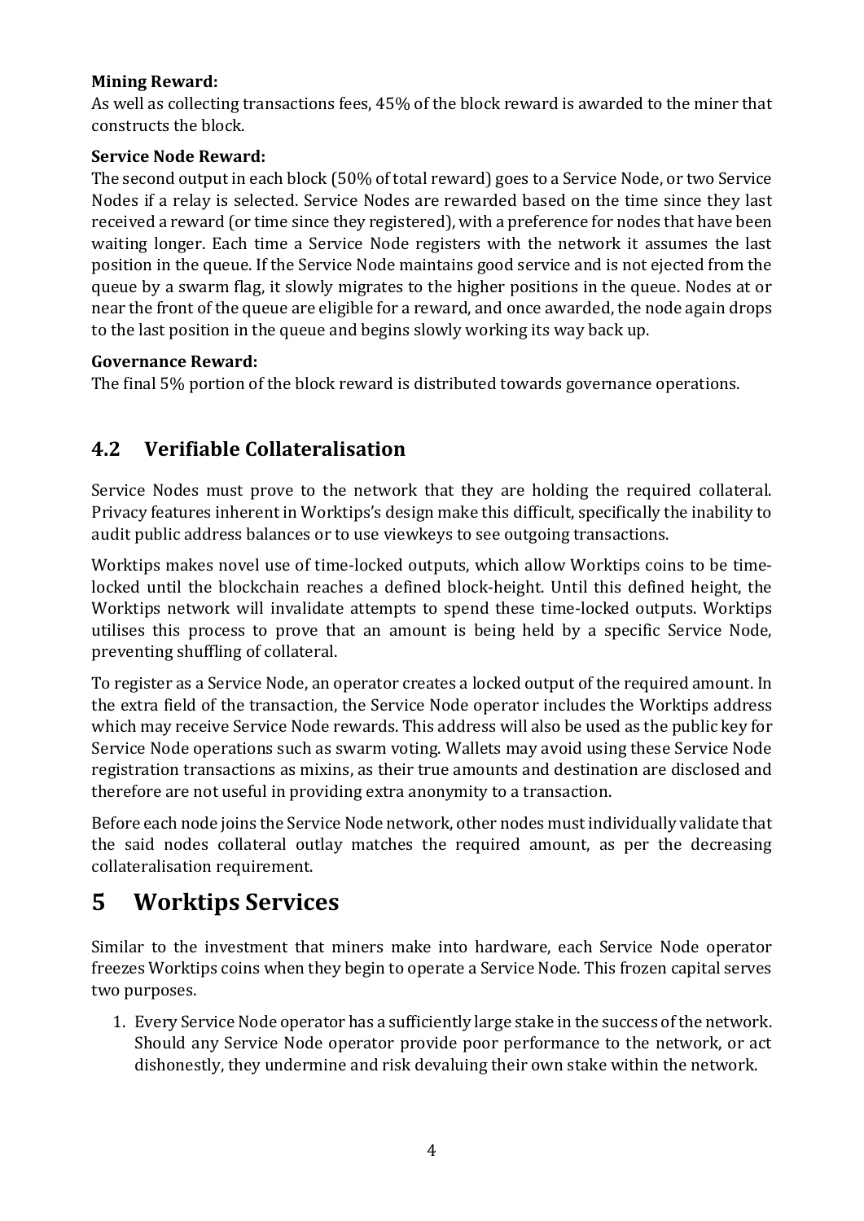**Mining Reward:**

As well as collecting transactions fees, 45% of the block reward is awarded to the miner that constructs the block.

**Service Node Reward:**

The second output in each block (50% of total reward) goes to a Service Node, or two Service Nodes if a relay is selected. Service Nodes are rewarded based on the time since they last received a reward (or time since they registered), with a preference for nodes that have been waiting longer. Each time a Service Node registers with the network it assumes the last position in the queue. If the Service Node maintains good service and is not ejected from the queue by a swarm flag, it slowly migrates to the higher positions in the queue. Nodes at or near the front of the queue are eligible for a reward, and once awarded, the node again drops to the last position in the queue and begins slowly working its way back up.

**Governance Reward:**

The final 5% portion of the block reward is distributed towards governance operations.

## 4.2 Verifiable Collateralisation

Service Nodes must prove to the network that they are holding the required collateral. Privacy features inherent in Worktips's design make this difficult, specifically the inability to audit public address balances or to use viewkeys to see outgoing transactions.

Worktips makes novel use of time-locked outputs, which allow Worktips coins to be time-locked until the blockchain reaches a defined block-height. Until this defined height, the Worktips network will invalidate attempts to spend these time-locked outputs. Worktips utilises this process to prove that an amount is being held by a specific Service Node, preventing shuffling of collateral.

To register as a Service Node, an operator creates a locked output of the required amount. In the extra field of the transaction, the Service Node operator includes the Worktips address which may receive Service Node rewards. This address will also be used as the public key for Service Node operations such as swarm voting. Wallets may avoid using these Service Node registration transactions as mixins, as their true amounts and destination are disclosed and therefore are not useful in providing extra anonymity to a transaction.

Before each node joins the Service Node network, other nodes must individually validate that the said nodes collateral outlay matches the required amount, as per the decreasing collateralisation requirement.

# 5 Worktips Services

Similar to the investment that miners make into hardware, each Service Node operator freezes Worktips coins when they begin to operate a Service Node. This frozen capital serves two purposes.

1. Every Service Node operator has a sufficiently large stake in the success of the network. Should any Service Node operator provide poor performance to the network, or act dishonestly, they undermine and risk devaluing their own stake within the network.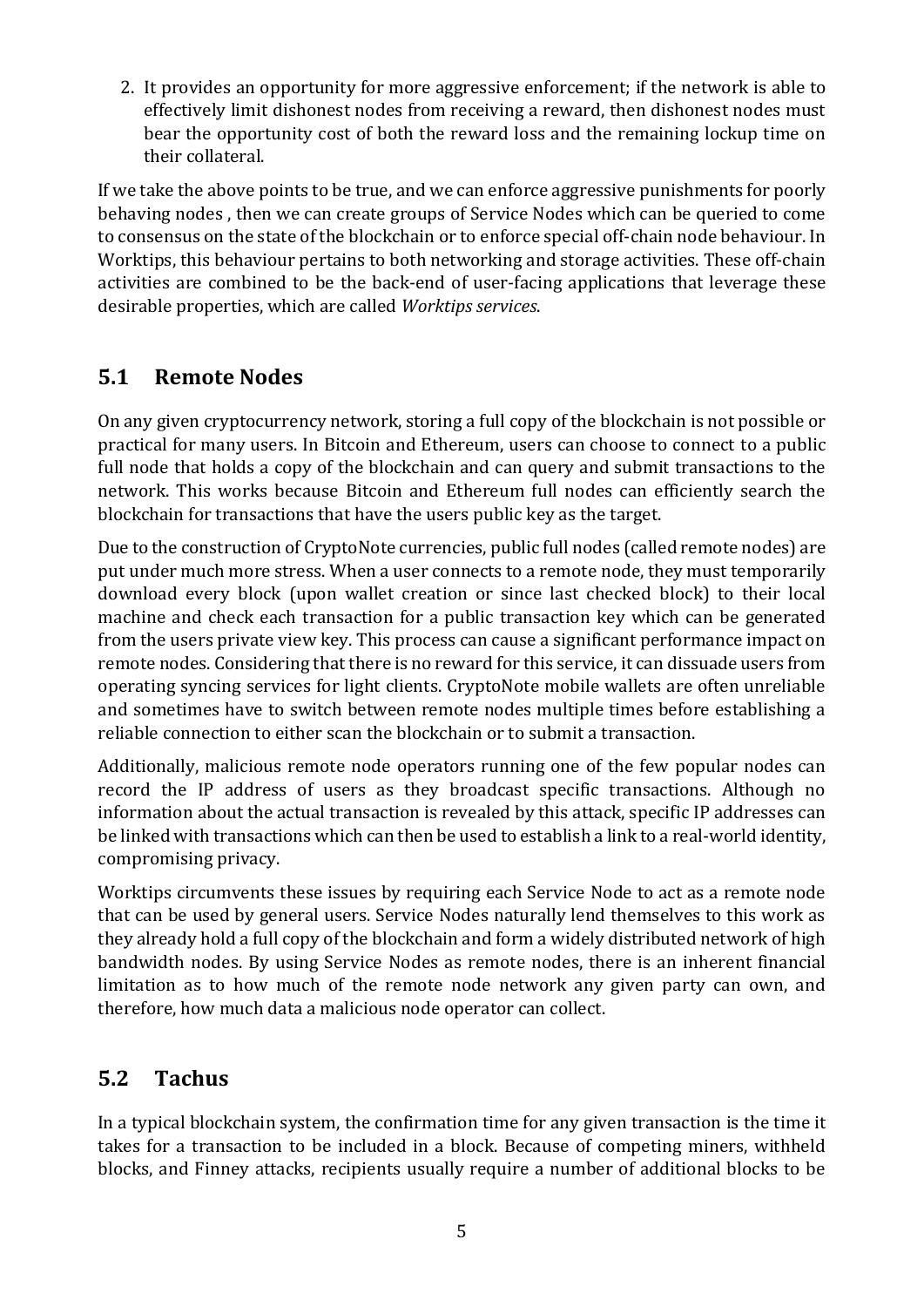2. It provides an opportunity for more aggressive enforcement; if the network is able to effectively limit dishonest nodes from receiving a reward, then dishonest nodes must bear the opportunity cost of both the reward loss and the remaining lockup time on their collateral.

If we take the above points to be true, and we can enforce aggressive punishments for poorly behaving nodes , then we can create groups of Service Nodes which can be queried to come to consensus on the state of the blockchain or to enforce special off-chain node behaviour. In Worktips, this behaviour pertains to both networking and storage activities. These off-chain activities are combined to be the back-end of user-facing applications that leverage these desirable properties, which are called *Worktips services*.

## 5.1 Remote Nodes

On any given cryptocurrency network, storing a full copy of the blockchain is not possible or practical for many users. In Bitcoin and Ethereum, users can choose to connect to a public full node that holds a copy of the blockchain and can query and submit transactions to the network. This works because Bitcoin and Ethereum full nodes can efficiently search the blockchain for transactions that have the users public key as the target.

Due to the construction of CryptoNote currencies, public full nodes (called remote nodes) are put under much more stress. When a user connects to a remote node, they must temporarily download every block (upon wallet creation or since last checked block) to their local machine and check each transaction for a public transaction key which can be generated from the users private view key. This process can cause a significant performance impact on remote nodes. Considering that there is no reward for this service, it can dissuade users from operating syncing services for light clients. CryptoNote mobile wallets are often unreliable and sometimes have to switch between remote nodes multiple times before establishing a reliable connection to either scan the blockchain or to submit a transaction.

Additionally, malicious remote node operators running one of the few popular nodes can record the IP address of users as they broadcast specific transactions. Although no information about the actual transaction is revealed by this attack, specific IP addresses can be linked with transactions which can then be used to establish a link to a real-world identity, compromising privacy.

Worktips circumvents these issues by requiring each Service Node to act as a remote node that can be used by general users. Service Nodes naturally lend themselves to this work as they already hold a full copy of the blockchain and form a widely distributed network of high bandwidth nodes. By using Service Nodes as remote nodes, there is an inherent financial limitation as to how much of the remote node network any given party can own, and therefore, how much data a malicious node operator can collect.

## 5.2 Tachus

In a typical blockchain system, the confirmation time for any given transaction is the time it takes for a transaction to be included in a block. Because of competing miners, withheld blocks, and Finney attacks, recipients usually require a number of additional blocks to be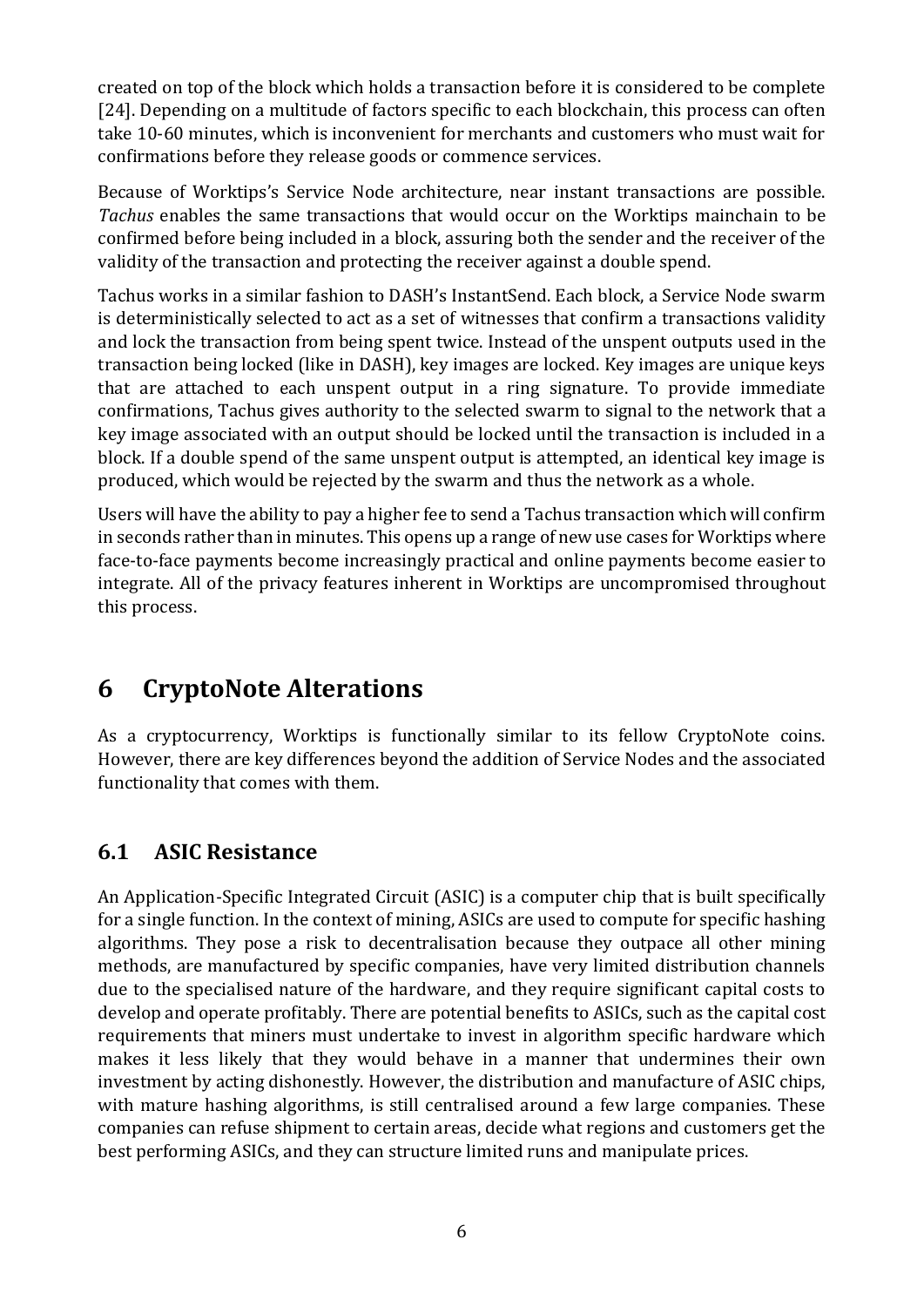created on top of the block which holds a transaction before it is considered to be complete [24]. Depending on a multitude of factors specific to each blockchain, this process can often take 10-60 minutes, which is inconvenient for merchants and customers who must wait for confirmations before they release goods or commence services.

Because of Worktips's Service Node architecture, near instant transactions are possible. *Tachus* enables the same transactions that would occur on the Worktips mainchain to be confirmed before being included in a block, assuring both the sender and the receiver of the validity of the transaction and protecting the receiver against a double spend.

Tachus works in a similar fashion to DASH's InstantSend. Each block, a Service Node swarm is deterministically selected to act as a set of witnesses that confirm a transactions validity and lock the transaction from being spent twice. Instead of the unspent outputs used in the transaction being locked (like in DASH), key images are locked. Key images are unique keys that are attached to each unspent output in a ring signature. To provide immediate confirmations, Tachus gives authority to the selected swarm to signal to the network that a key image associated with an output should be locked until the transaction is included in a block. If a double spend of the same unspent output is attempted, an identical key image is produced, which would be rejected by the swarm and thus the network as a whole.

Users will have the ability to pay a higher fee to send a Tachus transaction which will confirm in seconds rather than in minutes. This opens up a range of new use cases for Worktips where face-to-face payments become increasingly practical and online payments become easier to integrate. All of the privacy features inherent in Worktips are uncompromised throughout this process.

# 6 CryptoNote Alterations

As a cryptocurrency, Worktips is functionally similar to its fellow CryptoNote coins. However, there are key differences beyond the addition of Service Nodes and the associated functionality that comes with them.

## 6.1 ASIC Resistance

An Application-Specific Integrated Circuit (ASIC) is a computer chip that is built specifically for a single function. In the context of mining, ASICs are used to compute for specific hashing algorithms. They pose a risk to decentralisation because they outpace all other mining methods, are manufactured by specific companies, have very limited distribution channels due to the specialised nature of the hardware, and they require significant capital costs to develop and operate profitably. There are potential benefits to ASICs, such as the capital cost requirements that miners must undertake to invest in algorithm specific hardware which makes it less likely that they would behave in a manner that undermines their own investment by acting dishonestly. However, the distribution and manufacture of ASIC chips, with mature hashing algorithms, is still centralised around a few large companies. These companies can refuse shipment to certain areas, decide what regions and customers get the best performing ASICs, and they can structure limited runs and manipulate prices.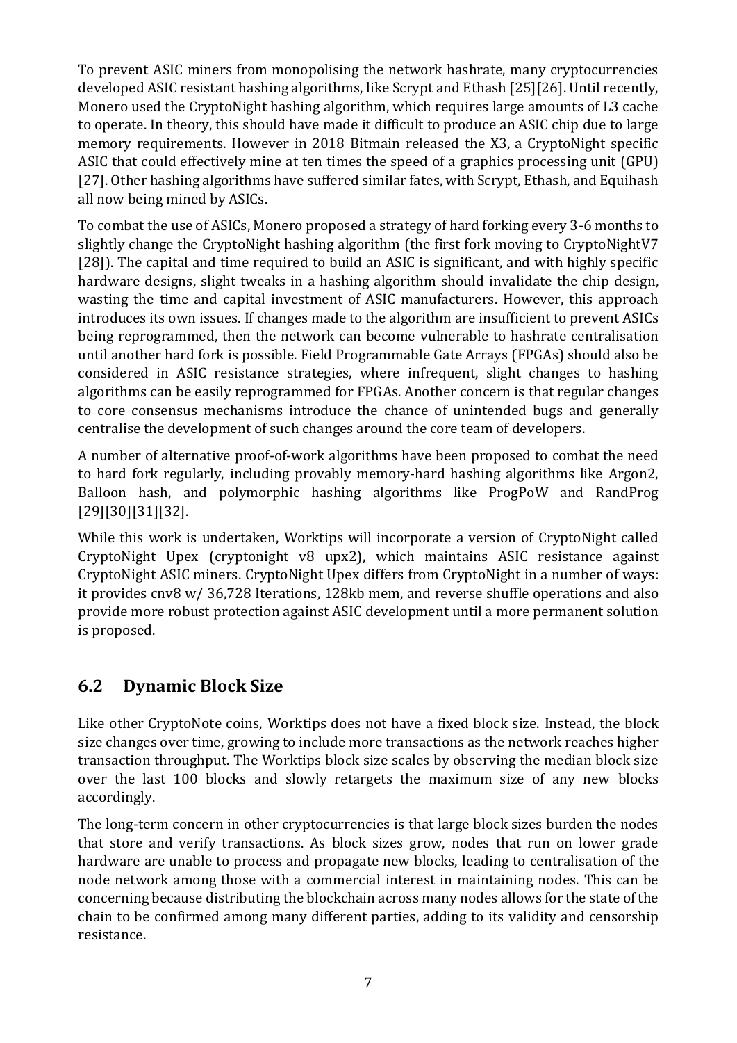To prevent ASIC miners from monopolising the network hashrate, many cryptocurrencies developed ASIC resistant hashing algorithms, like Scrypt and Ethash [25][26]. Until recently, Monero used the CryptoNight hashing algorithm, which requires large amounts of L3 cache to operate. In theory, this should have made it difficult to produce an ASIC chip due to large memory requirements. However in 2018 Bitmain released the X3, a CryptoNight specific ASIC that could effectively mine at ten times the speed of a graphics processing unit (GPU) [27]. Other hashing algorithms have suffered similar fates, with Scrypt, Ethash, and Equihash all now being mined by ASICs.

To combat the use of ASICs, Monero proposed a strategy of hard forking every 3-6 months to slightly change the CryptoNight hashing algorithm (the first fork moving to CryptoNightV7 [28]). The capital and time required to build an ASIC is significant, and with highly specific hardware designs, slight tweaks in a hashing algorithm should invalidate the chip design, wasting the time and capital investment of ASIC manufacturers. However, this approach introduces its own issues. If changes made to the algorithm are insufficient to prevent ASICs being reprogrammed, then the network can become vulnerable to hashrate centralisation until another hard fork is possible. Field Programmable Gate Arrays (FPGAs) should also be considered in ASIC resistance strategies, where infrequent, slight changes to hashing algorithms can be easily reprogrammed for FPGAs. Another concern is that regular changes to core consensus mechanisms introduce the chance of unintended bugs and generally centralise the development of such changes around the core team of developers.

A number of alternative proof-of-work algorithms have been proposed to combat the need to hard fork regularly, including provably memory-hard hashing algorithms like Argon2, Balloon hash, and polymorphic hashing algorithms like ProgPoW and RandProg [29][30][31][32].

While this work is undertaken, Worktips will incorporate a version of CryptoNight called CryptoNight Upex (cryptonight v8 upx2), which maintains ASIC resistance against CryptoNight ASIC miners. CryptoNight Upex differs from CryptoNight in a number of ways: it provides cnv8 w/ 36,728 Iterations, 128kb mem, and reverse shuffle operations and also provide more robust protection against ASIC development until a more permanent solution is proposed.

## 6.2 Dynamic Block Size

Like other CryptoNote coins, Worktips does not have a fixed block size. Instead, the block size changes over time, growing to include more transactions as the network reaches higher transaction throughput. The Worktips block size scales by observing the median block size over the last 100 blocks and slowly retargets the maximum size of any new blocks accordingly.

The long-term concern in other cryptocurrencies is that large block sizes burden the nodes that store and verify transactions. As block sizes grow, nodes that run on lower grade hardware are unable to process and propagate new blocks, leading to centralisation of the node network among those with a commercial interest in maintaining nodes. This can be concerning because distributing the blockchain across many nodes allows for the state of the chain to be confirmed among many different parties, adding to its validity and censorship resistance.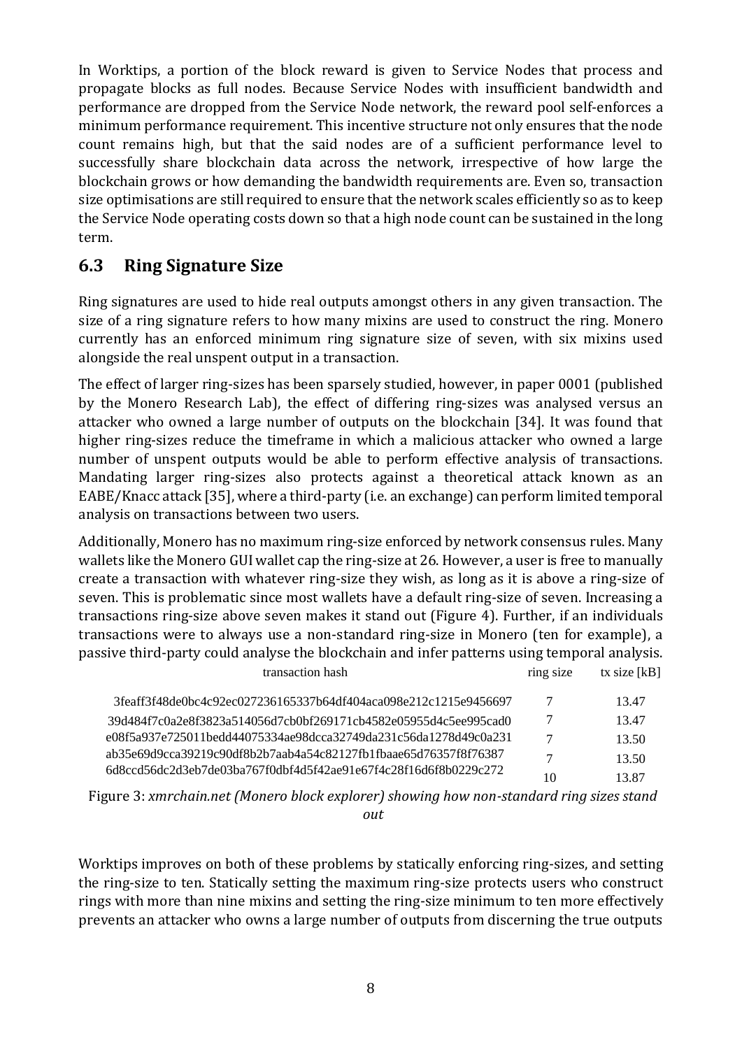In Worktips, a portion of the block reward is given to Service Nodes that process and propagate blocks as full nodes. Because Service Nodes with insufficient bandwidth and performance are dropped from the Service Node network, the reward pool self-enforces a minimum performance requirement. This incentive structure not only ensures that the node count remains high, but that the said nodes are of a sufficient performance level to successfully share blockchain data across the network, irrespective of how large the blockchain grows or how demanding the bandwidth requirements are. Even so, transaction size optimisations are still required to ensure that the network scales efficiently so as to keep the Service Node operating costs down so that a high node count can be sustained in the long term.

## 6.3 Ring Signature Size

Ring signatures are used to hide real outputs amongst others in any given transaction. The size of a ring signature refers to how many mixins are used to construct the ring. Monero currently has an enforced minimum ring signature size of seven, with six mixins used alongside the real unspent output in a transaction.

The effect of larger ring-sizes has been sparsely studied, however, in paper 0001 (published by the Monero Research Lab), the effect of differing ring-sizes was analysed versus an attacker who owned a large number of outputs on the blockchain [34]. It was found that higher ring-sizes reduce the timeframe in which a malicious attacker who owned a large number of unspent outputs would be able to perform effective analysis of transactions. Mandating larger ring-sizes also protects against a theoretical attack known as an EABE/Knacc attack [35], where a third-party (i.e. an exchange) can perform limited temporal analysis on transactions between two users.

Additionally, Monero has no maximum ring-size enforced by network consensus rules. Many wallets like the Monero GUI wallet cap the ring-size at 26. However, a user is free to manually create a transaction with whatever ring-size they wish, as long as it is above a ring-size of seven. This is problematic since most wallets have a default ring-size of seven. Increasing a transactions ring-size above seven makes it stand out (Figure 4). Further, if an individuals transactions were to always use a non-standard ring-size in Monero (ten for example), a passive third-party could analyse the blockchain and infer patterns using temporal analysis.

| transaction hash | ring size | tx size [kB] |
|---|---|---|
| 3feaff3f48de0bc4c92ec027236165337b64df404aca098e212c1215e9456697 | 7 | 13.47 |
| 39d484f7c0a2e8f3823a514056d7cb0bf269171cb4582e05955d4c5ee995cad0 | 7 | 13.47 |
| e08f5a937e725011bedd44075334ae98dcca32749da231c56da1278d49c0a231 | 7 | 13.50 |
| ab35e69d9cca39219c90df8b2b7aab4a54c82127fb1fbaae65d76357f8f76387 | 7 | 13.50 |
| 6d8ccd56dc2d3eb7de03ba767f0dbf4d5f42ae91e67f4c28f16d6f8b0229c272 | 10 | 13.87 |

Figure 3: *xmrchain.net (Monero block explorer) showing how non-standard ring sizes stand out*

Worktips improves on both of these problems by statically enforcing ring-sizes, and setting the ring-size to ten. Statically setting the maximum ring-size protects users who construct rings with more than nine mixins and setting the ring-size minimum to ten more effectively prevents an attacker who owns a large number of outputs from discerning the true outputs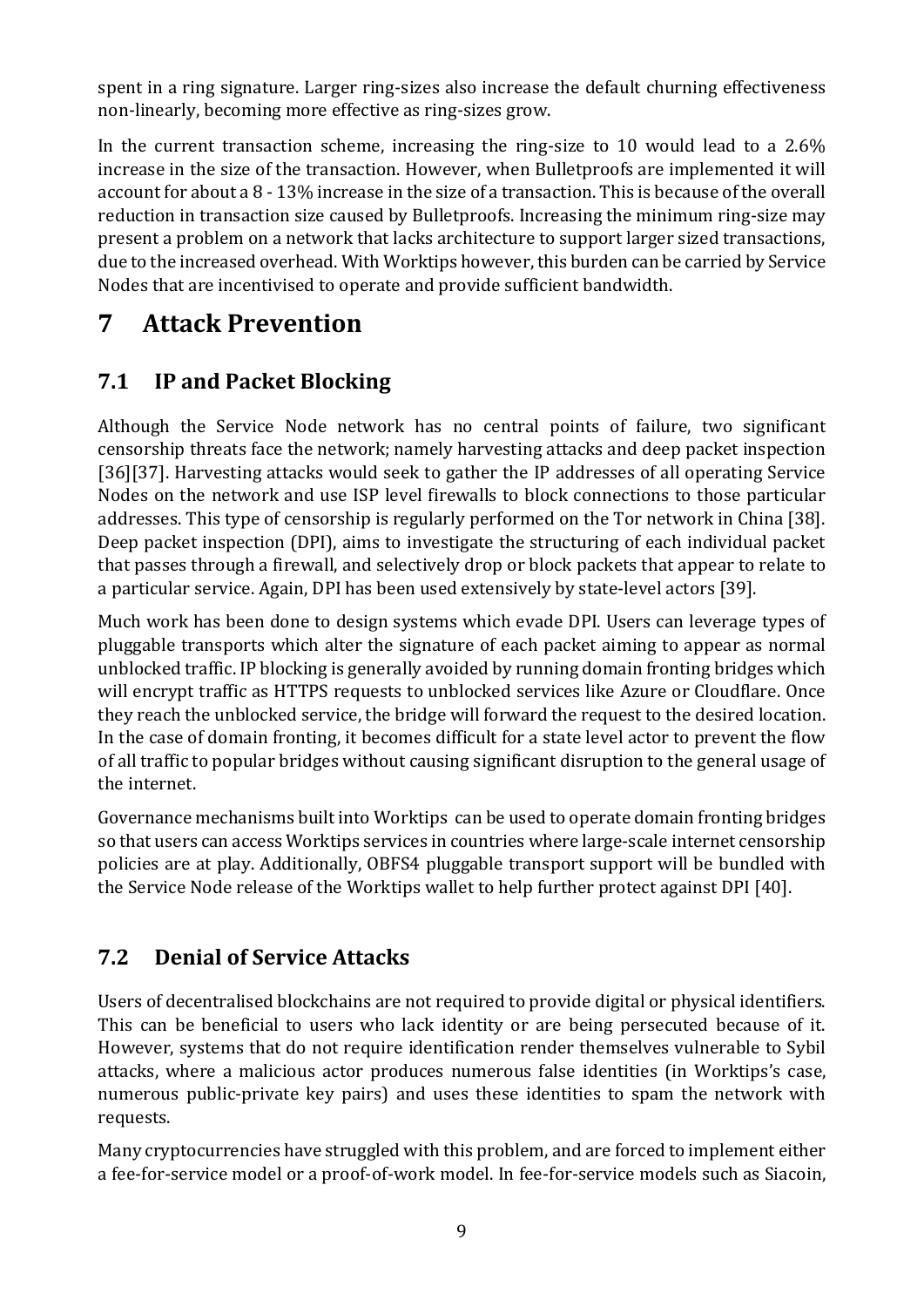spent in a ring signature. Larger ring-sizes also increase the default churning effectiveness non-linearly, becoming more effective as ring-sizes grow.

In the current transaction scheme, increasing the ring-size to 10 would lead to a 2.6% increase in the size of the transaction. However, when Bulletproofs are implemented it will account for about a 8 - 13% increase in the size of a transaction. This is because of the overall reduction in transaction size caused by Bulletproofs. Increasing the minimum ring-size may present a problem on a network that lacks architecture to support larger sized transactions, due to the increased overhead. With Worktips however, this burden can be carried by Service Nodes that are incentivised to operate and provide sufficient bandwidth.

# 7 Attack Prevention

## 7.1 IP and Packet Blocking

Although the Service Node network has no central points of failure, two significant censorship threats face the network; namely harvesting attacks and deep packet inspection [36][37]. Harvesting attacks would seek to gather the IP addresses of all operating Service Nodes on the network and use ISP level firewalls to block connections to those particular addresses. This type of censorship is regularly performed on the Tor network in China [38]. Deep packet inspection (DPI), aims to investigate the structuring of each individual packet that passes through a firewall, and selectively drop or block packets that appear to relate to a particular service. Again, DPI has been used extensively by state-level actors [39].

Much work has been done to design systems which evade DPI. Users can leverage types of pluggable transports which alter the signature of each packet aiming to appear as normal unblocked traffic. IP blocking is generally avoided by running domain fronting bridges which will encrypt traffic as HTTPS requests to unblocked services like Azure or Cloudflare. Once they reach the unblocked service, the bridge will forward the request to the desired location. In the case of domain fronting, it becomes difficult for a state level actor to prevent the flow of all traffic to popular bridges without causing significant disruption to the general usage of the internet.

Governance mechanisms built into Worktips can be used to operate domain fronting bridges so that users can access Worktips services in countries where large-scale internet censorship policies are at play. Additionally, OBFS4 pluggable transport support will be bundled with the Service Node release of the Worktips wallet to help further protect against DPI [40].

## 7.2 Denial of Service Attacks

Users of decentralised blockchains are not required to provide digital or physical identifiers. This can be beneficial to users who lack identity or are being persecuted because of it. However, systems that do not require identification render themselves vulnerable to Sybil attacks, where a malicious actor produces numerous false identities (in Worktips's case, numerous public-private key pairs) and uses these identities to spam the network with requests.

Many cryptocurrencies have struggled with this problem, and are forced to implement either a fee-for-service model or a proof-of-work model. In fee-for-service models such as Siacoin,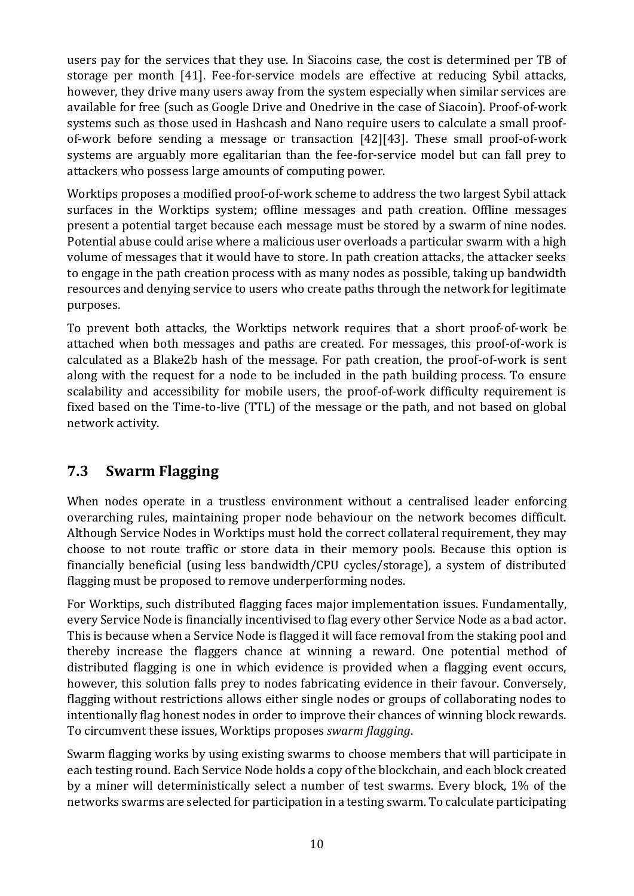users pay for the services that they use. In Siacoins case, the cost is determined per TB of storage per month [41]. Fee-for-service models are effective at reducing Sybil attacks, however, they drive many users away from the system especially when similar services are available for free (such as Google Drive and Onedrive in the case of Siacoin). Proof-of-work systems such as those used in Hashcash and Nano require users to calculate a small proof-of-work before sending a message or transaction [42][43]. These small proof-of-work systems are arguably more egalitarian than the fee-for-service model but can fall prey to attackers who possess large amounts of computing power.

Worktips proposes a modified proof-of-work scheme to address the two largest Sybil attack surfaces in the Worktips system; offline messages and path creation. Offline messages present a potential target because each message must be stored by a swarm of nine nodes. Potential abuse could arise where a malicious user overloads a particular swarm with a high volume of messages that it would have to store. In path creation attacks, the attacker seeks to engage in the path creation process with as many nodes as possible, taking up bandwidth resources and denying service to users who create paths through the network for legitimate purposes.

To prevent both attacks, the Worktips network requires that a short proof-of-work be attached when both messages and paths are created. For messages, this proof-of-work is calculated as a Blake2b hash of the message. For path creation, the proof-of-work is sent along with the request for a node to be included in the path building process. To ensure scalability and accessibility for mobile users, the proof-of-work difficulty requirement is fixed based on the Time-to-live (TTL) of the message or the path, and not based on global network activity.

## 7.3 Swarm Flagging

When nodes operate in a trustless environment without a centralised leader enforcing overarching rules, maintaining proper node behaviour on the network becomes difficult. Although Service Nodes in Worktips must hold the correct collateral requirement, they may choose to not route traffic or store data in their memory pools. Because this option is financially beneficial (using less bandwidth/CPU cycles/storage), a system of distributed flagging must be proposed to remove underperforming nodes.

For Worktips, such distributed flagging faces major implementation issues. Fundamentally, every Service Node is financially incentivised to flag every other Service Node as a bad actor. This is because when a Service Node is flagged it will face removal from the staking pool and thereby increase the flaggers chance at winning a reward. One potential method of distributed flagging is one in which evidence is provided when a flagging event occurs, however, this solution falls prey to nodes fabricating evidence in their favour. Conversely, flagging without restrictions allows either single nodes or groups of collaborating nodes to intentionally flag honest nodes in order to improve their chances of winning block rewards. To circumvent these issues, Worktips proposes *swarm flagging*.

Swarm flagging works by using existing swarms to choose members that will participate in each testing round. Each Service Node holds a copy of the blockchain, and each block created by a miner will deterministically select a number of test swarms. Every block, 1% of the networks swarms are selected for participation in a testing swarm. To calculate participating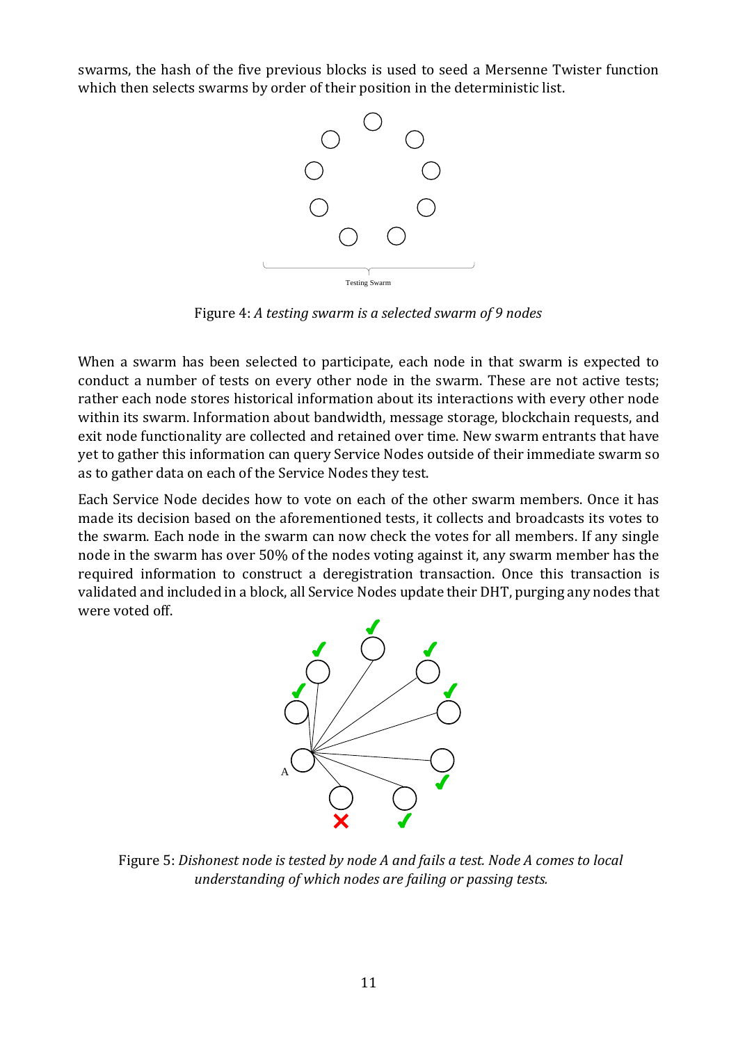swarms, the hash of the five previous blocks is used to seed a Mersenne Twister function which then selects swarms by order of their position in the deterministic list.

Figure 4: *A testing swarm is a selected swarm of 9 nodes*

When a swarm has been selected to participate, each node in that swarm is expected to conduct a number of tests on every other node in the swarm. These are not active tests; rather each node stores historical information about its interactions with every other node within its swarm. Information about bandwidth, message storage, blockchain requests, and exit node functionality are collected and retained over time. New swarm entrants that have yet to gather this information can query Service Nodes outside of their immediate swarm so as to gather data on each of the Service Nodes they test.

Each Service Node decides how to vote on each of the other swarm members. Once it has made its decision based on the aforementioned tests, it collects and broadcasts its votes to the swarm. Each node in the swarm can now check the votes for all members. If any single node in the swarm has over 50% of the nodes voting against it, any swarm member has the required information to construct a deregistration transaction. Once this transaction is validated and included in a block, all Service Nodes update their DHT, purging any nodes that were voted off.

Figure 5: *Dishonest node is tested by node A and fails a test. Node A comes to local understanding of which nodes are failing or passing tests.*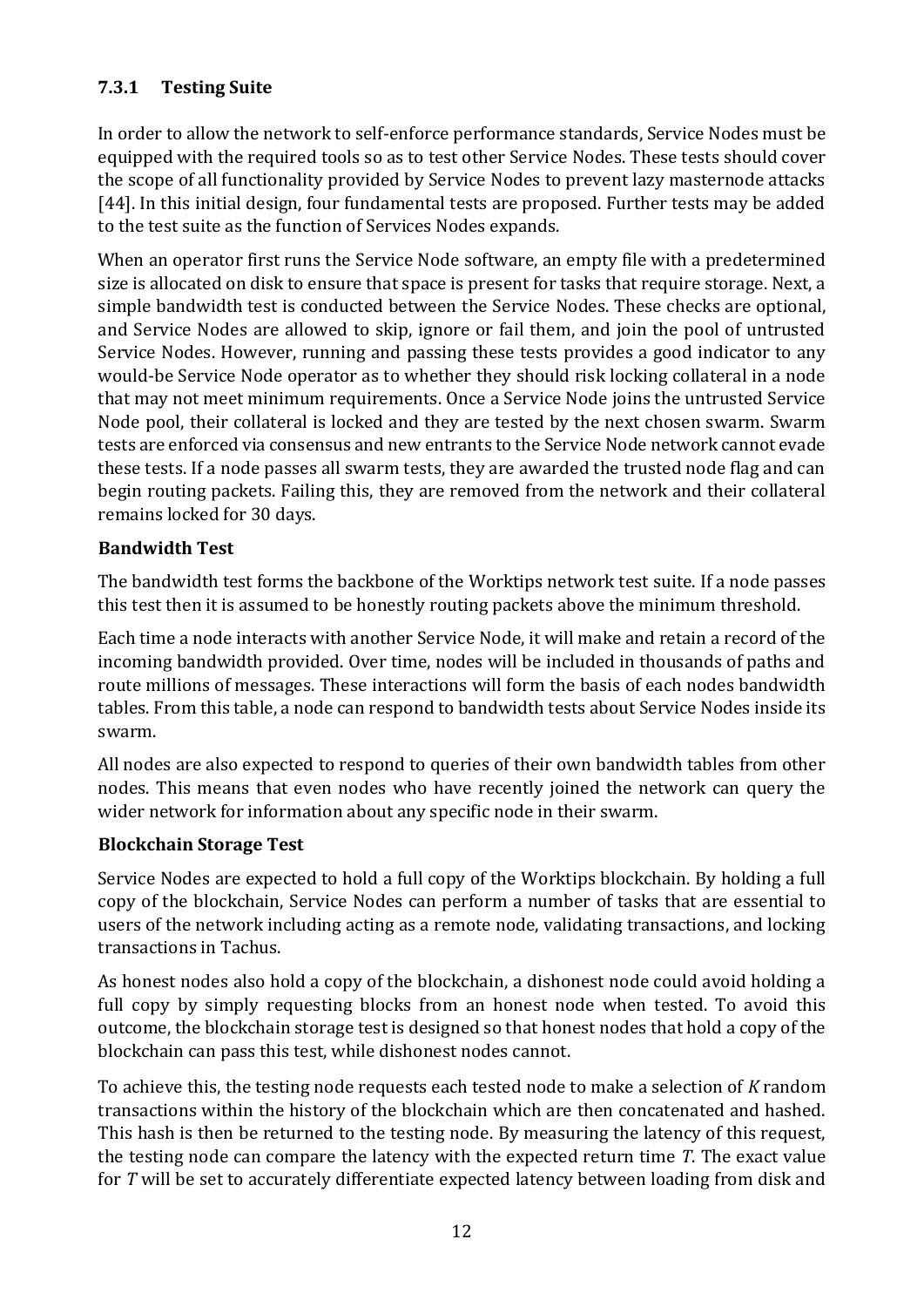### 7.3.1 Testing Suite

In order to allow the network to self-enforce performance standards, Service Nodes must be equipped with the required tools so as to test other Service Nodes. These tests should cover the scope of all functionality provided by Service Nodes to prevent lazy masternode attacks [44]. In this initial design, four fundamental tests are proposed. Further tests may be added to the test suite as the function of Services Nodes expands.

When an operator first runs the Service Node software, an empty file with a predetermined size is allocated on disk to ensure that space is present for tasks that require storage. Next, a simple bandwidth test is conducted between the Service Nodes. These checks are optional, and Service Nodes are allowed to skip, ignore or fail them, and join the pool of untrusted Service Nodes. However, running and passing these tests provides a good indicator to any would-be Service Node operator as to whether they should risk locking collateral in a node that may not meet minimum requirements. Once a Service Node joins the untrusted Service Node pool, their collateral is locked and they are tested by the next chosen swarm. Swarm tests are enforced via consensus and new entrants to the Service Node network cannot evade these tests. If a node passes all swarm tests, they are awarded the trusted node flag and can begin routing packets. Failing this, they are removed from the network and their collateral remains locked for 30 days.

**Bandwidth Test**

The bandwidth test forms the backbone of the Worktips network test suite. If a node passes this test then it is assumed to be honestly routing packets above the minimum threshold.

Each time a node interacts with another Service Node, it will make and retain a record of the incoming bandwidth provided. Over time, nodes will be included in thousands of paths and route millions of messages. These interactions will form the basis of each nodes bandwidth tables. From this table, a node can respond to bandwidth tests about Service Nodes inside its swarm.

All nodes are also expected to respond to queries of their own bandwidth tables from other nodes. This means that even nodes who have recently joined the network can query the wider network for information about any specific node in their swarm.

**Blockchain Storage Test**

Service Nodes are expected to hold a full copy of the Worktips blockchain. By holding a full copy of the blockchain, Service Nodes can perform a number of tasks that are essential to users of the network including acting as a remote node, validating transactions, and locking transactions in Tachus.

As honest nodes also hold a copy of the blockchain, a dishonest node could avoid holding a full copy by simply requesting blocks from an honest node when tested. To avoid this outcome, the blockchain storage test is designed so that honest nodes that hold a copy of the blockchain can pass this test, while dishonest nodes cannot.

To achieve this, the testing node requests each tested node to make a selection of $K$ random transactions within the history of the blockchain which are then concatenated and hashed. This hash is then be returned to the testing node. By measuring the latency of this request, the testing node can compare the latency with the expected return time $T$. The exact value for $T$ will be set to accurately differentiate expected latency between loading from disk and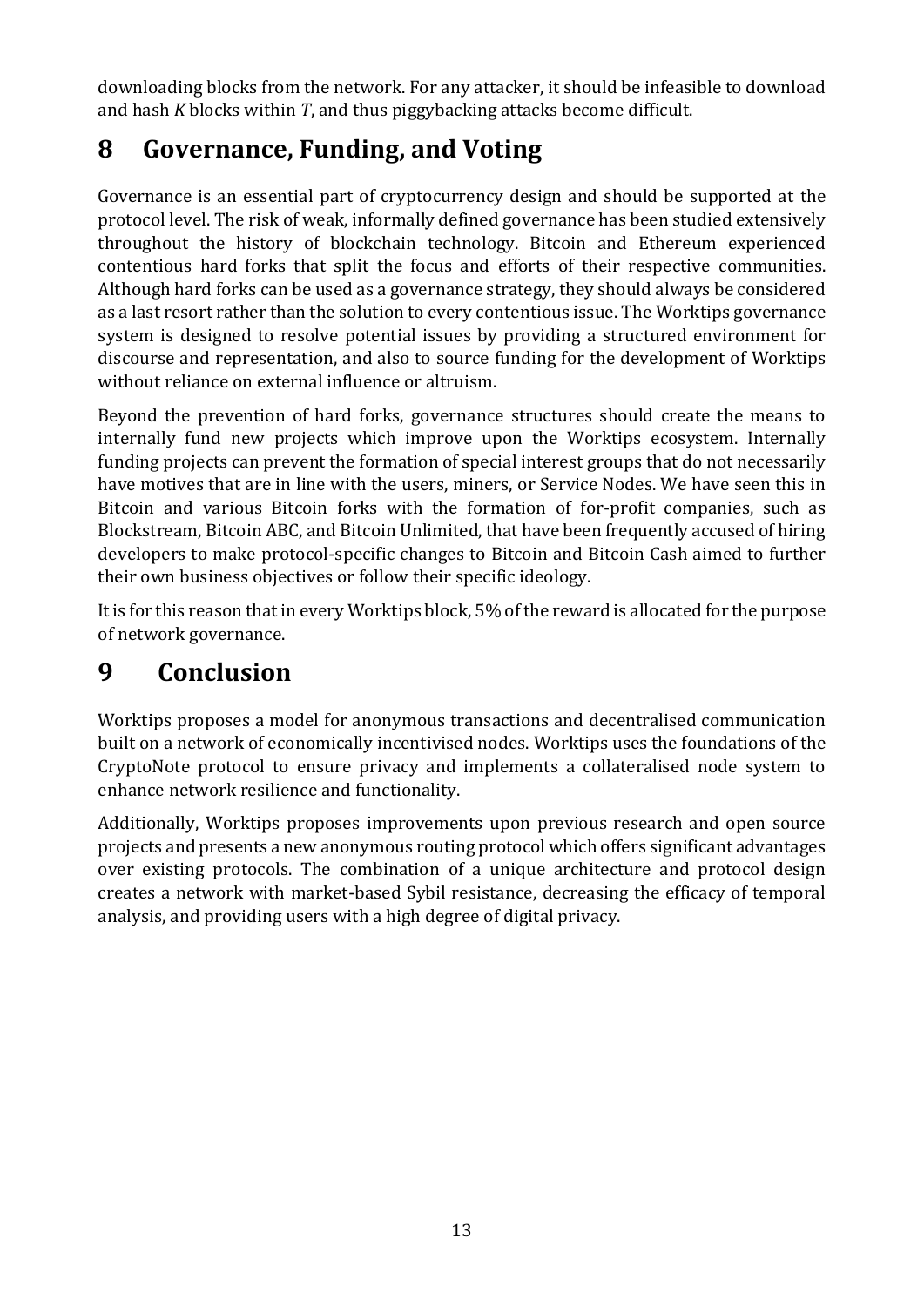downloading blocks from the network. For any attacker, it should be infeasible to download and hash $K$ blocks within $T$, and thus piggybacking attacks become difficult.

# 8 Governance, Funding, and Voting

Governance is an essential part of cryptocurrency design and should be supported at the protocol level. The risk of weak, informally defined governance has been studied extensively throughout the history of blockchain technology. Bitcoin and Ethereum experienced contentious hard forks that split the focus and efforts of their respective communities. Although hard forks can be used as a governance strategy, they should always be considered as a last resort rather than the solution to every contentious issue. The Worktips governance system is designed to resolve potential issues by providing a structured environment for discourse and representation, and also to source funding for the development of Worktips without reliance on external influence or altruism.

Beyond the prevention of hard forks, governance structures should create the means to internally fund new projects which improve upon the Worktips ecosystem. Internally funding projects can prevent the formation of special interest groups that do not necessarily have motives that are in line with the users, miners, or Service Nodes. We have seen this in Bitcoin and various Bitcoin forks with the formation of for-profit companies, such as Blockstream, Bitcoin ABC, and Bitcoin Unlimited, that have been frequently accused of hiring developers to make protocol-specific changes to Bitcoin and Bitcoin Cash aimed to further their own business objectives or follow their specific ideology.

It is for this reason that in every Worktips block, 5% of the reward is allocated for the purpose of network governance.

# 9 Conclusion

Worktips proposes a model for anonymous transactions and decentralised communication built on a network of economically incentivised nodes. Worktips uses the foundations of the CryptoNote protocol to ensure privacy and implements a collateralised node system to enhance network resilience and functionality.

Additionally, Worktips proposes improvements upon previous research and open source projects and presents a new anonymous routing protocol which offers significant advantages over existing protocols. The combination of a unique architecture and protocol design creates a network with market-based Sybil resistance, decreasing the efficacy of temporal analysis, and providing users with a high degree of digital privacy.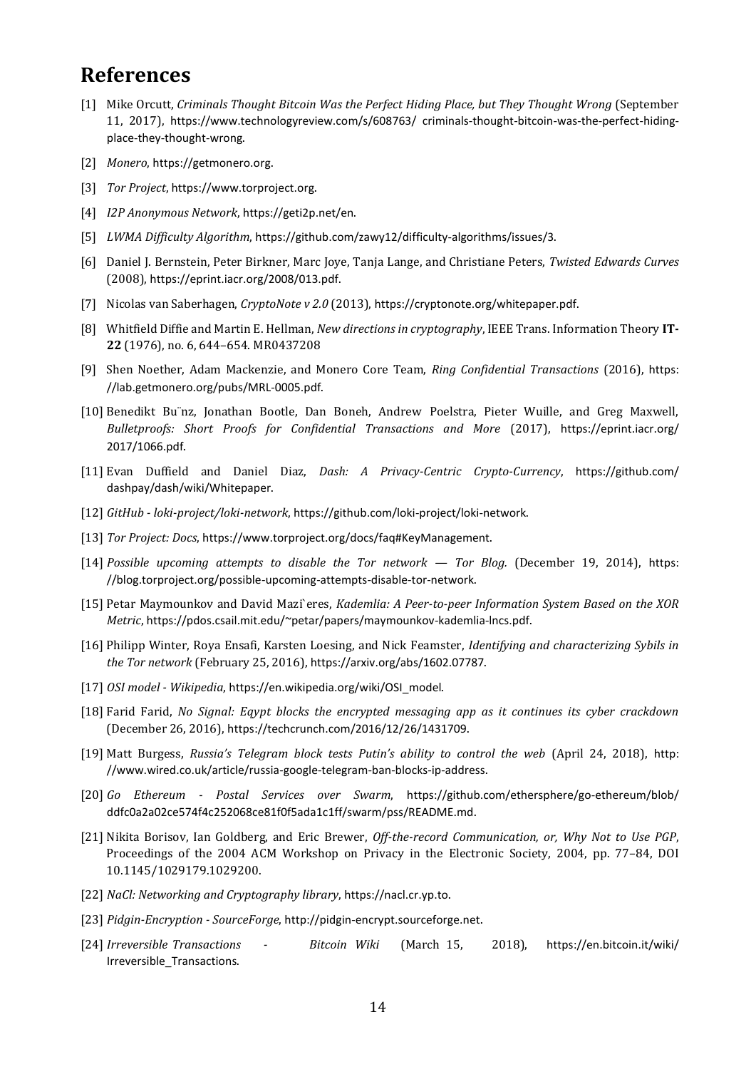# References

[1] Mike Orcutt, *Criminals Thought Bitcoin Was the Perfect Hiding Place, but They Thought Wrong* (September 11, 2017), https://www.technologyreview.com/s/608763/ criminals-thought-bitcoin-was-the-perfect-hiding-place-they-thought-wrong.

[2] *Monero*, https://getmonero.org.

[3] *Tor Project*, https://www.torproject.org.

[4] *I2P Anonymous Network*, https://geti2p.net/en.

[5] *LWMA Difficulty Algorithm*, https://github.com/zawy12/difficulty-algorithms/issues/3.

[6] Daniel J. Bernstein, Peter Birkner, Marc Joye, Tanja Lange, and Christiane Peters, *Twisted Edwards Curves* (2008), https://eprint.iacr.org/2008/013.pdf.

[7] Nicolas van Saberhagen, *CryptoNote v 2.0* (2013), https://cryptonote.org/whitepaper.pdf.

[8] Whitfield Diffie and Martin E. Hellman, *New directions in cryptography*, IEEE Trans. Information Theory **IT-22** (1976), no. 6, 644–654. MR0437208

[9] Shen Noether, Adam Mackenzie, and Monero Core Team, *Ring Confidential Transactions* (2016), https://lab.getmonero.org/pubs/MRL-0005.pdf.

[10] Benedikt Bünz, Jonathan Bootle, Dan Boneh, Andrew Poelstra, Pieter Wuille, and Greg Maxwell, *Bulletproofs: Short Proofs for Confidential Transactions and More* (2017), https://eprint.iacr.org/2017/1066.pdf.

[11] Evan Duffield and Daniel Diaz, *Dash: A Privacy-Centric Crypto-Currency*, https://github.com/dashpay/dash/wiki/Whitepaper.

[12] *GitHub - loki-project/loki-network*, https://github.com/loki-project/loki-network.

[13] *Tor Project: Docs*, https://www.torproject.org/docs/faq#KeyManagement.

[14] *Possible upcoming attempts to disable the Tor network — Tor Blog.* (December 19, 2014), https://blog.torproject.org/possible-upcoming-attempts-disable-tor-network.

[15] Petar Maymounkov and David Mazières, *Kademlia: A Peer-to-peer Information System Based on the XOR Metric*, https://pdos.csail.mit.edu/~petar/papers/maymounkov-kademlia-lncs.pdf.

[16] Philipp Winter, Roya Ensafi, Karsten Loesing, and Nick Feamster, *Identifying and characterizing Sybils in the Tor network* (February 25, 2016), https://arxiv.org/abs/1602.07787.

[17] *OSI model - Wikipedia*, https://en.wikipedia.org/wiki/OSI_model.

[18] Farid Farid, *No Signal: Eqypt blocks the encrypted messaging app as it continues its cyber crackdown* (December 26, 2016), https://techcrunch.com/2016/12/26/1431709.

[19] Matt Burgess, *Russia's Telegram block tests Putin's ability to control the web* (April 24, 2018), http://www.wired.co.uk/article/russia-google-telegram-ban-blocks-ip-address.

[20] *Go Ethereum - Postal Services over Swarm*, https://github.com/ethersphere/go-ethereum/blob/ddfc0a2a02ce574f4c252068ce81f0f5ada1c1ff/swarm/pss/README.md.

[21] Nikita Borisov, Ian Goldberg, and Eric Brewer, *Off-the-record Communication, or, Why Not to Use PGP*, Proceedings of the 2004 ACM Workshop on Privacy in the Electronic Society, 2004, pp. 77–84, DOI 10.1145/1029179.1029200.

[22] *NaCl: Networking and Cryptography library*, https://nacl.cr.yp.to.

[23] *Pidgin-Encryption - SourceForge*, http://pidgin-encrypt.sourceforge.net.

[24] *Irreversible Transactions - Bitcoin Wiki* (March 15, 2018), https://en.bitcoin.it/wiki/Irreversible_Transactions.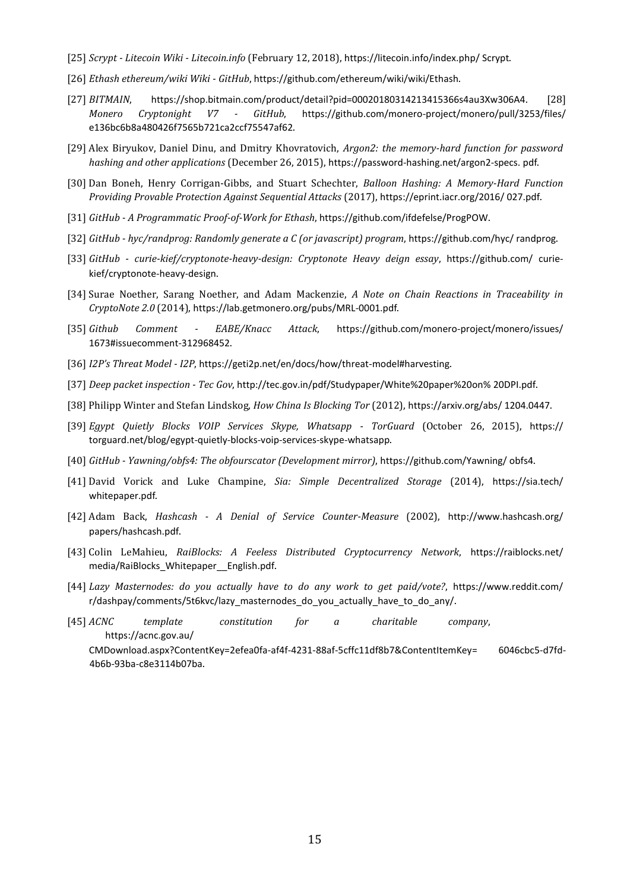[25] *Scrypt - Litecoin Wiki - Litecoin.info* (February 12, 2018), https://litecoin.info/index.php/ Scrypt.

[26] *Ethash ethereum/wiki Wiki - GitHub*, https://github.com/ethereum/wiki/wiki/Ethash.

[27] *BITMAIN*, https://shop.bitmain.com/product/detail?pid=00020180314213415366s4au3Xw306A4.

[28] *Monero Cryptonight V7 - GitHub*, https://github.com/monero-project/monero/pull/3253/files/ e136bc6b8a480426f7565b721ca2ccf75547af62.

[29] Alex Biryukov, Daniel Dinu, and Dmitry Khovratovich, *Argon2: the memory-hard function for password hashing and other applications* (December 26, 2015), https://password-hashing.net/argon2-specs. pdf.

[30] Dan Boneh, Henry Corrigan-Gibbs, and Stuart Schechter, *Balloon Hashing: A Memory-Hard Function Providing Provable Protection Against Sequential Attacks* (2017), https://eprint.iacr.org/2016/ 027.pdf.

[31] *GitHub - A Programmatic Proof-of-Work for Ethash*, https://github.com/ifdefelse/ProgPOW.

[32] *GitHub - hyc/randprog: Randomly generate a C (or javascript) program*, https://github.com/hyc/ randprog.

[33] *GitHub - curie-kief/cryptonote-heavy-design: Cryptonote Heavy deign essay*, https://github.com/ curie-kief/cryptonote-heavy-design.

[34] Surae Noether, Sarang Noether, and Adam Mackenzie, *A Note on Chain Reactions in Traceability in CryptoNote 2.0* (2014), https://lab.getmonero.org/pubs/MRL-0001.pdf.

[35] *Github Comment - EABE/Knacc Attack*, https://github.com/monero-project/monero/issues/ 1673#issuecomment-312968452.

[36] *I2P's Threat Model - I2P*, https://geti2p.net/en/docs/how/threat-model#harvesting.

[37] *Deep packet inspection - Tec Gov*, http://tec.gov.in/pdf/Studypaper/White%20paper%20on% 20DPI.pdf.

[38] Philipp Winter and Stefan Lindskog, *How China Is Blocking Tor* (2012), https://arxiv.org/abs/ 1204.0447.

[39] *Egypt Quietly Blocks VOIP Services Skype, Whatsapp - TorGuard* (October 26, 2015), https:// torguard.net/blog/egypt-quietly-blocks-voip-services-skype-whatsapp.

[40] *GitHub - Yawning/obfs4: The obfourscator (Development mirror)*, https://github.com/Yawning/ obfs4.

[41] David Vorick and Luke Champine, *Sia: Simple Decentralized Storage* (2014), https://sia.tech/ whitepaper.pdf.

[42] Adam Back, *Hashcash - A Denial of Service Counter-Measure* (2002), http://www.hashcash.org/ papers/hashcash.pdf.

[43] Colin LeMahieu, *RaiBlocks: A Feeless Distributed Cryptocurrency Network*, https://raiblocks.net/ media/RaiBlocks_Whitepaper__English.pdf.

[44] *Lazy Masternodes: do you actually have to do any work to get paid/vote?*, https://www.reddit.com/ r/dashpay/comments/5t6kvc/lazy_masternodes_do_you_actually_have_to_do_any/.

[45] *ACNC template constitution for a charitable company*, https://acnc.gov.au/ CMDownload.aspx?ContentKey=2efea0fa-af4f-4231-88af-5cffc11df8b7&ContentItemKey= 6046cbc5-d7fd-4b6b-93ba-c8e3114b07ba.